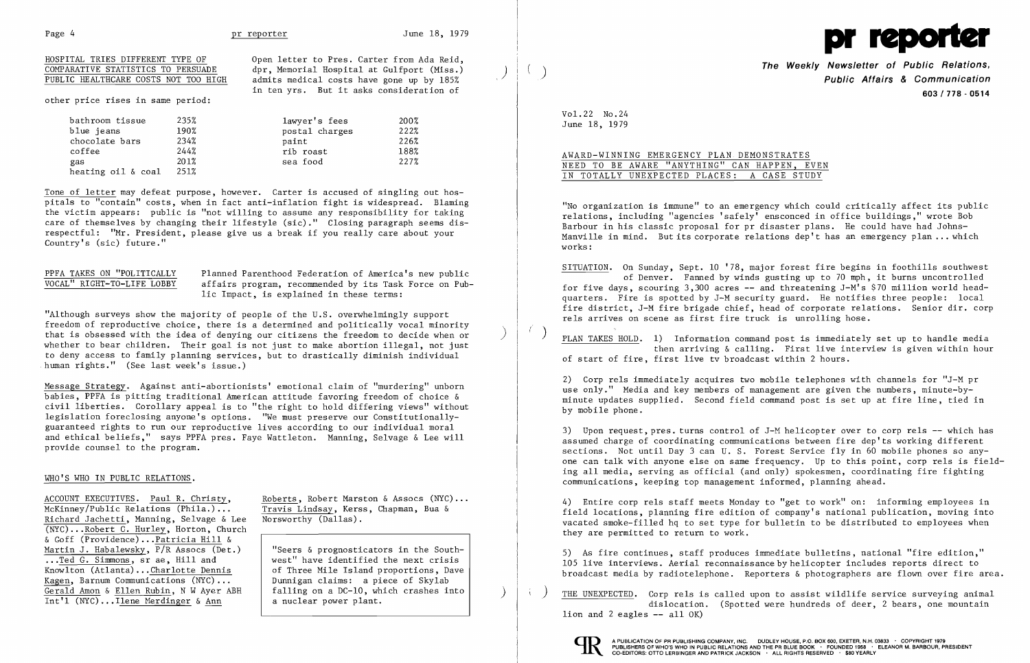## HOSPITAL TRIES DIFFERENT TYPE OF COMPARATIVE STATISTICS TO PERSUADE PUBLIC HEALTHCARE COSTS NOT TOO HIGH

Open letter to Pres. Carter from Ada Reid, dpr, Memorial Hospital at Gulfport (Miss.) admits medical costs have gone up by 185% in ten yrs. But it asks consideration of other price rises in same period:

| | | | |
|---|---|---|---|
| bathroom tissue | 235% | lawyer's fees | 200% |
| blue jeans | 190% | postal charges | 222% |
| chocolate bars | 234% | paint | 226% |
| coffee | 244% | rib roast | 188% |
| gas | 201% | sea food | 227% |
| heating oil & coal | 251% | | |

Tone of letter may defeat purpose, however. Carter is accused of singling out hospitals to "contain" costs, when in fact anti-inflation fight is widespread. Blaming the victim appears: public is "not willing to assume any responsibility for taking care of themselves by changing their lifestyle (sic)." Closing paragraph seems disrespectful: "Mr. President, please give us a break if you really care about your Country's (sic) future."

## PPFA TAKES ON "POLITICALLY VOCAL" RIGHT-TO-LIFE LOBBY

Planned Parenthood Federation of America's new public affairs program, recommended by its Task Force on Public Impact, is explained in these terms:

"Although surveys show the majority of people of the U.S. overwhelmingly support freedom of reproductive choice, there is a determined and politically vocal minority that is obsessed with the idea of denying our citizens the freedom to decide when or whether to bear children. Their goal is not just to make abortion illegal, not just to deny access to family planning services, but to drastically diminish individual human rights." (See last week's issue.)

Message Strategy. Against anti-abortionists' emotional claim of "murdering" unborn babies, PPFA is pitting traditional American attitude favoring freedom of choice & civil liberties. Corollary appeal is to "the right to hold differing views" without legislation foreclosing anyone's options. "We must preserve our Constitutionally-guaranteed rights to run our reproductive lives according to our individual moral and ethical beliefs," says PPFA pres. Faye Wattleton. Manning, Selvage & Lee will provide counsel to the program.

## WHO'S WHO IN PUBLIC RELATIONS.

ACCOUNT EXECUTIVES. Paul R. Christy, McKinney/Public Relations (Phila.)... Richard Jachetti, Manning, Selvage & Lee (NYC)...Robert C. Hurley, Horton, Church & Goff (Providence)...Patricia Hill & Martin J. Habalewsky, P/R Assocs (Det.) ...Ted G. Simmons, sr ae, Hill and Knowlton (Atlanta)...Charlotte Dennis Kagen, Barnum Communications (NYC)... Gerald Amon & Ellen Rubin, N W Ayer ABH Int'l (NYC)...Ilene Merdinger & Ann Roberts, Robert Marston & Assocs (NYC)... Travis Lindsay, Kerss, Chapman, Bua & Norsworthy (Dallas).

> "Seers & prognosticators in the Southwest" have identified the next crisis of Three Mile Island proportions, Dave Dunnigan claims: a piece of Skylab falling on a DC-10, which crashes into a nuclear power plant.

# pr reporter

**The Weekly Newsletter of Public Relations, Public Affairs & Communication**
603 / 778 - 0514

Vol.22 No.24
June 18, 1979

## AWARD-WINNING EMERGENCY PLAN DEMONSTRATES NEED TO BE AWARE "ANYTHING" CAN HAPPEN, EVEN IN TOTALLY UNEXPECTED PLACES: A CASE STUDY

"No organization is immune" to an emergency which could critically affect its public relations, including "agencies 'safely' ensconced in office buildings," wrote Bob Barbour in his classic proposal for pr disaster plans. He could have had Johns-Manville in mind. But its corporate relations dep't has an emergency plan ... which works:

SITUATION. On Sunday, Sept. 10 '78, major forest fire begins in foothills southwest of Denver. Fanned by winds gusting up to 70 mph, it burns uncontrolled for five days, scouring 3,300 acres -- and threatening J-M's $70 million world headquarters. Fire is spotted by J-M security guard. He notifies three people: local fire district, J-M fire brigade chief, head of corporate relations. Senior dir. corp rels arrives on scene as first fire truck is unrolling hose.

PLAN TAKES HOLD. 1) Information command post is immediately set up to handle media then arriving & calling. First live interview is given within hour of start of fire, first live tv broadcast within 2 hours.

2) Corp rels immediately acquires two mobile telephones with channels for "J-M pr use only." Media and key members of management are given the numbers, minute-by-minute updates supplied. Second field command post is set up at fire line, tied in by mobile phone.

3) Upon request, pres. turns control of J-M helicopter over to corp rels -- which has assumed charge of coordinating communications between fire dep'ts working different sections. Not until Day 3 can U. S. Forest Service fly in 60 mobile phones so anyone can talk with anyone else on same frequency. Up to this point, corp rels is fielding all media, serving as official (and only) spokesmen, coordinating fire fighting communications, keeping top management informed, planning ahead.

4) Entire corp rels staff meets Monday to "get to work" on: informing employees in field locations, planning fire edition of company's national publication, moving into vacated smoke-filled hq to set type for bulletin to be distributed to employees when they are permitted to return to work.

5) As fire continues, staff produces immediate bulletins, national "fire edition," 105 live interviews. Aerial reconnaissance by helicopter includes reports direct to broadcast media by radiotelephone. Reporters & photographers are flown over fire area.

THE UNEXPECTED. Corp rels is called upon to assist wildlife service surveying animal dislocation. (Spotted were hundreds of deer, 2 bears, one mountain lion and 2 eagles -- all OK)

A PUBLICATION OF PR PUBLISHING COMPANY, INC. DUDLEY HOUSE, P.O. BOX 600, EXETER, N.H. 03833 · COPYRIGHT 1979
PUBLISHERS OF WHO'S WHO IN PUBLIC RELATIONS AND THE PR BLUE BOOK · FOUNDED 1958 · ELEANOR M. BARBOUR, PRESIDENT
CO-EDITORS: OTTO LERBINGER AND PATRICK JACKSON · ALL RIGHTS RESERVED · $80 YEARLY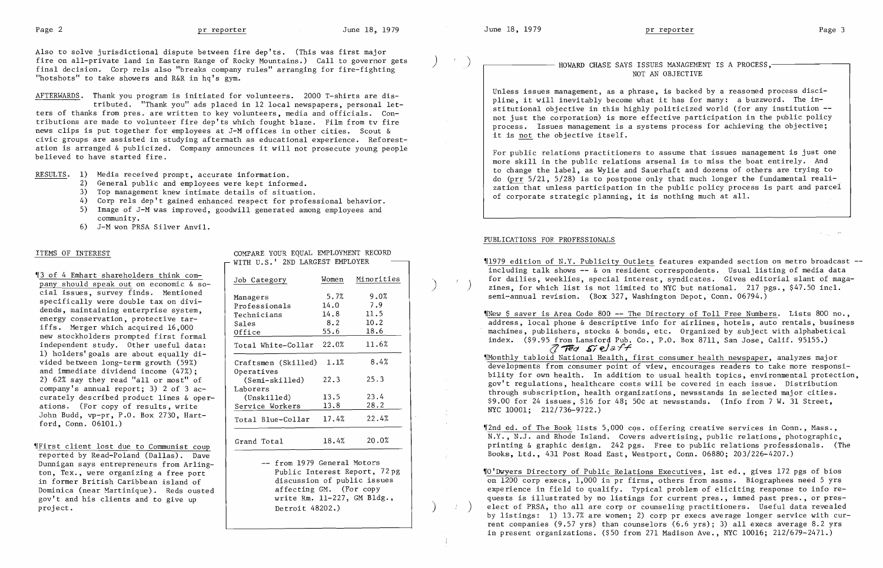Also to solve jurisdictional dispute between fire dep'ts. (This was first major fire on all-private land in Eastern Range of Rocky Mountains.) Call to governor gets final decision. Corp rels also "breaks company rules" arranging for fire-fighting "hotshots" to take showers and R&R in hq's gym.

AFTERWARDS. Thank you program is initiated for volunteers. 2000 T-shirts are distributed. "Thank you" ads placed in 12 local newspapers, personal letters of thanks from pres. are written to key volunteers, media and officials. Contributions are made to volunteer fire dep'ts which fought blaze. Film from tv fire news clips is put together for employees at J-M offices in other cities. Scout & civic groups are assisted in studying aftermath as educational experience. Reforestation is arranged & publicized. Company announces it will not prosecute young people believed to have started fire.

RESULTS.
1) Media received prompt, accurate information.
2) General public and employees were kept informed.
3) Top management knew intimate details of situation.
4) Corp rels dep't gained enhanced respect for professional behavior.
5) Image of J-M was improved, goodwill generated among employees and community.
6) J-M won PRSA Silver Anvil.

## ITEMS OF INTEREST

¶3 of 4 Emhart shareholders think company should speak out on economic & social issues, survey finds. Mentioned specifically were double tax on dividends, maintaining enterprise system, energy conservation, protective tariffs. Merger which acquired 16,000 new stockholders prompted first formal independent study. Other useful data: 1) holders' goals are about equally divided between long-term growth (59%) and immediate dividend income (47%); 2) 62% say they read "all or most" of company's annual report; 3) 2 of 3 accurately described product lines & operations. (For copy of results, write John Budd, vp-pr, P.O. Box 2730, Hartford, Conn. 06101.)

¶First client lost due to Communist coup reported by Read-Poland (Dallas). Dave Dunnigan says entrepreneurs from Arlington, Tex., were organizing a free port in former British Caribbean island of Dominica (near Martinique). Reds ousted gov't and his clients and to give up project.

**COMPARE YOUR EQUAL EMPLOYMENT RECORD WITH U.S.' 2ND LARGEST EMPLOYER**

| Job Category | Women | Minorities |
|---|---|---|
| Managers | 5.7% | 9.0% |
| Professionals | 14.0 | 7.9 |
| Technicians | 14.8 | 11.5 |
| Sales | 8.2 | 10.2 |
| Office | 55.6 | 18.6 |
| Total White-Collar | 22.0% | 11.6% |
| Craftsmen (Skilled) | 1.1% | 8.4% |
| Operatives (Semi-skilled) | 22.3 | 25.3 |
| Laborers (Unskilled) | 13.5 | 23.4 |
| Service Workers | 13.8 | 28.2 |
| Total Blue-Collar | 17.4% | 22.4% |
| Grand Total | 18.4% | 20.0% |

-- from 1979 General Motors Public Interest Report, 72 pg discussion of public issues affecting GM. (For copy write Rm. 11-227, GM Bldg., Detroit 48202.)

## HOWARD CHASE SAYS ISSUES MANAGEMENT IS A PROCESS, NOT AN OBJECTIVE

Unless issues management, as a phrase, is backed by a reasoned process discipline, it will inevitably become what it has for many: a buzzword. The institutional objective in this highly politicized world (for any institution -- not just the corporation) is more effective participation in the public policy process. Issues management is a systems process for achieving the objective; it is not the objective itself.

For public relations practitioners to assume that issues management is just one more skill in the public relations arsenal is to miss the boat entirely. And to change the label, as Wylie and Sauerhaft and dozens of others are trying to do (prr 5/21, 5/28) is to postpone only that much longer the fundamental realization that unless participation in the public policy process is part and parcel of corporate strategic planning, it is nothing much at all.

## PUBLICATIONS FOR PROFESSIONALS

¶1979 edition of N.Y. Publicity Outlets features expanded section on metro broadcast -- including talk shows -- & on resident correspondents. Usual listing of media data for dailies, weeklies, special interest, syndicates. Gives editorial slant of magazines, for which list is not limited to NYC but national. 217 pgs., $47.50 incl. semi-annual revision. (Box 327, Washington Depot, Conn. 06794.)

¶New $ saver is Area Code 800 -- The Directory of Toll Free Numbers. Lists 800 no., address, local phone & descriptive info for airlines, hotels, auto rentals, business machines, publishers, stocks & bonds, etc. Organized by subject with alphabetical index. ($9.95 from Lansford Pub. Co., P.O. Box 8711, San Jose, Calif. 95155.)

¶Monthly tabloid National Health, first consumer health newspaper, analyzes major developments from consumer point of view, encourages readers to take more responsibility for own health. In addition to usual health topics, environmental protection, gov't regulations, healthcare costs will be covered in each issue. Distribution through subscription, health organizations, newsstands in selected major cities. $9.00 for 24 issues, $16 for 48; 50¢ at newsstands. (Info from 7 W. 31 Street, NYC 10001; 212/736-9722.)

¶2nd ed. of The Book lists 5,000 cos. offering creative services in Conn., Mass., N.Y., N.J. and Rhode Island. Covers advertising, public relations, photographic, printing & graphic design. 242 pgs. Free to public relations professionals. (The Books, Ltd., 431 Post Road East, Westport, Conn. 06880; 203/226-4207.)

¶O'Dwyers Directory of Public Relations Executives, 1st ed., gives 172 pgs of bios on 1200 corp execs, 1,000 in pr firms, others from assns. Biographees need 5 yrs experience in field to qualify. Typical problem of eliciting response to info requests is illustrated by no listings for current pres., immed past pres., or president elect of PRSA, tho all are corp or counseling practitioners. Useful data revealed by listings: 1) 13.7% are women; 2) corp pr execs average longer service with current companies (9.57 yrs) than counselors (6.6 yrs); 3) all execs average 8.2 yrs in present organizations. ($50 from 271 Madison Ave., NYC 10016; 212/679-2471.)